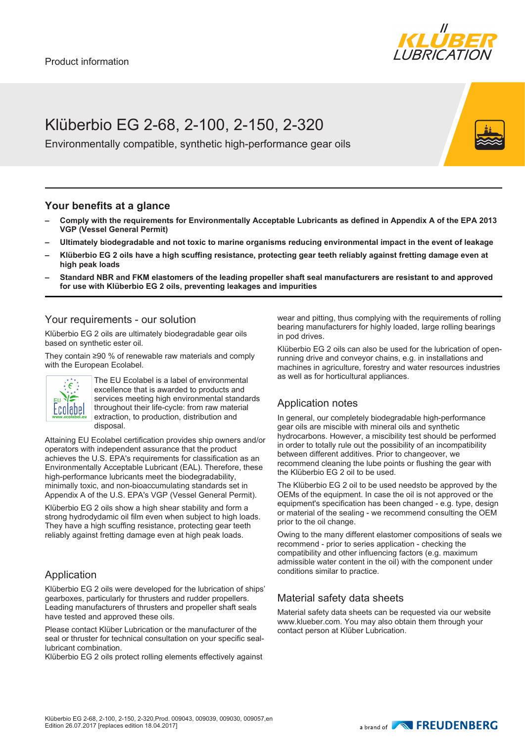Product information

# Klüberbio EG 2-68, 2-100, 2-150, 2-320

Environmentally compatible, synthetic high-performance gear oils

## Your benefits at a glance

- **Comply with the requirements for Environmentally Acceptable Lubricants as defined in Appendix A of the EPA 2013 VGP (Vessel General Permit)**
- **Ultimately biodegradable and not toxic to marine organisms reducing environmental impact in the event of leakage**
- **Klüberbio EG 2 oils have a high scuffing resistance, protecting gear teeth reliably against fretting damage even at high peak loads**
- **Standard NBR and FKM elastomers of the leading propeller shaft seal manufacturers are resistant to and approved for use with Klüberbio EG 2 oils, preventing leakages and impurities**

## Your requirements - our solution

Klüberbio EG 2 oils are ultimately biodegradable gear oils based on synthetic ester oil.

They contain ≥90 % of renewable raw materials and comply with the European Ecolabel.

The EU Ecolabel is a label of environmental excellence that is awarded to products and services meeting high environmental standards throughout their life-cycle: from raw material extraction, to production, distribution and disposal.

Attaining EU Ecolabel certification provides ship owners and/or operators with independent assurance that the product achieves the U.S. EPA's requirements for classification as an Environmentally Acceptable Lubricant (EAL). Therefore, these high-performance lubricants meet the biodegradability, minimally toxic, and non-bioaccumulating standards set in Appendix A of the U.S. EPA's VGP (Vessel General Permit).

Klüberbio EG 2 oils show a high shear stability and form a strong hydrodynamic oil film even when subject to high loads. They have a high scuffing resistance, protecting gear teeth reliably against fretting damage even at high peak loads.

## Application

Klüberbio EG 2 oils were developed for the lubrication of ships' gearboxes, particularly for thrusters and rudder propellers. Leading manufacturers of thrusters and propeller shaft seals have tested and approved these oils.

Please contact Klüber Lubrication or the manufacturer of the seal or thruster for technical consultation on your specific seal-lubricant combination.
Klüberbio EG 2 oils protect rolling elements effectively against wear and pitting, thus complying with the requirements of rolling bearing manufacturers for highly loaded, large rolling bearings in pod drives.

Klüberbio EG 2 oils can also be used for the lubrication of open-running drive and conveyor chains, e.g. in installations and machines in agriculture, forestry and water resources industries as well as for horticultural appliances.

## Application notes

In general, our completely biodegradable high-performance gear oils are miscible with mineral oils and synthetic hydrocarbons. However, a miscibility test should be performed in order to totally rule out the possibility of an incompatibility between different additives. Prior to changeover, we recommend cleaning the lube points or flushing the gear with the Klüberbio EG 2 oil to be used.

The Klüberbio EG 2 oil to be used needsto be approved by the OEMs of the equipment. In case the oil is not approved or the equipment's specification has been changed - e.g. type, design or material of the sealing - we recommend consulting the OEM prior to the oil change.

Owing to the many different elastomer compositions of seals we recommend - prior to series application - checking the compatibility and other influencing factors (e.g. maximum admissible water content in the oil) with the component under conditions similar to practice.

## Material safety data sheets

Material safety data sheets can be requested via our website www.klueber.com. You may also obtain them through your contact person at Klüber Lubrication.

Klüberbio EG 2-68, 2-100, 2-150, 2-320,Prod. 009043, 009039, 009030, 009057,en
Edition 26.07.2017 [replaces edition 18.04.2017]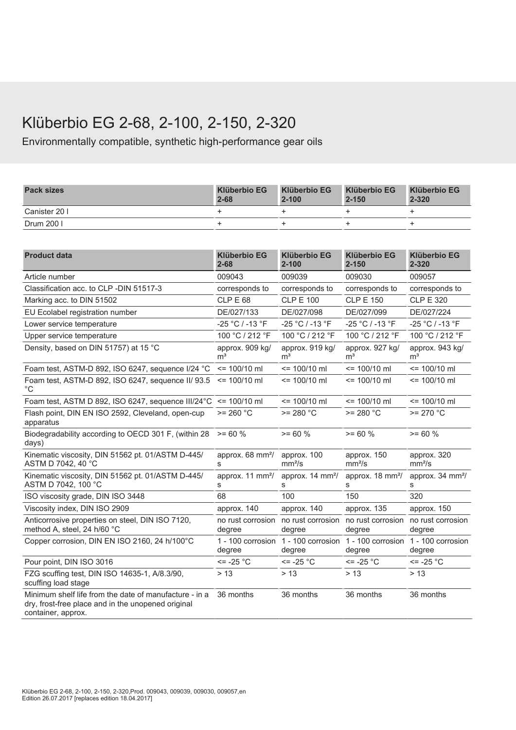# Klüberbio EG 2-68, 2-100, 2-150, 2-320

Environmentally compatible, synthetic high-performance gear oils

| Pack sizes | Klüberbio EG 2-68 | Klüberbio EG 2-100 | Klüberbio EG 2-150 | Klüberbio EG 2-320 |
|---|---|---|---|---|
| Canister 20 l | + | + | + | + |
| Drum 200 l | + | + | + | + |

| Product data | Klüberbio EG 2-68 | Klüberbio EG 2-100 | Klüberbio EG 2-150 | Klüberbio EG 2-320 |
|---|---|---|---|---|
| Article number | 009043 | 009039 | 009030 | 009057 |
| Classification acc. to CLP -DIN 51517-3 | corresponds to | corresponds to | corresponds to | corresponds to |
| Marking acc. to DIN 51502 | CLP E 68 | CLP E 100 | CLP E 150 | CLP E 320 |
| EU Ecolabel registration number | DE/027/133 | DE/027/098 | DE/027/099 | DE/027/224 |
| Lower service temperature | -25 °C / -13 °F | -25 °C / -13 °F | -25 °C / -13 °F | -25 °C / -13 °F |
| Upper service temperature | 100 °C / 212 °F | 100 °C / 212 °F | 100 °C / 212 °F | 100 °C / 212 °F |
| Density, based on DIN 51757) at 15 °C | approx. 909 kg/m³ | approx. 919 kg/m³ | approx. 927 kg/m³ | approx. 943 kg/m³ |
| Foam test, ASTM-D 892, ISO 6247, sequence I/24 °C | <= 100/10 ml | <= 100/10 ml | <= 100/10 ml | <= 100/10 ml |
| Foam test, ASTM-D 892, ISO 6247, sequence II/ 93.5 °C | <= 100/10 ml | <= 100/10 ml | <= 100/10 ml | <= 100/10 ml |
| Foam test, ASTM D 892, ISO 6247, sequence III/24°C | <= 100/10 ml | <= 100/10 ml | <= 100/10 ml | <= 100/10 ml |
| Flash point, DIN EN ISO 2592, Cleveland, open-cup apparatus | >= 260 °C | >= 280 °C | >= 280 °C | >= 270 °C |
| Biodegradability according to OECD 301 F, (within 28 days) | >= 60 % | >= 60 % | >= 60 % | >= 60 % |
| Kinematic viscosity, DIN 51562 pt. 01/ASTM D-445/ ASTM D 7042, 40 °C | approx. 68 mm²/s | approx. 100 mm²/s | approx. 150 mm²/s | approx. 320 mm²/s |
| Kinematic viscosity, DIN 51562 pt. 01/ASTM D-445/ ASTM D 7042, 100 °C | approx. 11 mm²/s | approx. 14 mm²/s | approx. 18 mm²/s | approx. 34 mm²/s |
| ISO viscosity grade, DIN ISO 3448 | 68 | 100 | 150 | 320 |
| Viscosity index, DIN ISO 2909 | approx. 140 | approx. 140 | approx. 135 | approx. 150 |
| Anticorrosive properties on steel, DIN ISO 7120, method A, steel, 24 h/60 °C | no rust corrosion degree | no rust corrosion degree | no rust corrosion degree | no rust corrosion degree |
| Copper corrosion, DIN EN ISO 2160, 24 h/100°C | 1 - 100 corrosion degree | 1 - 100 corrosion degree | 1 - 100 corrosion degree | 1 - 100 corrosion degree |
| Pour point, DIN ISO 3016 | <= -25 °C | <= -25 °C | <= -25 °C | <= -25 °C |
| FZG scuffing test, DIN ISO 14635-1, A/8.3/90, scuffing load stage | > 13 | > 13 | > 13 | > 13 |
| Minimum shelf life from the date of manufacture - in a dry, frost-free place and in the unopened original container, approx. | 36 months | 36 months | 36 months | 36 months |

Klüberbio EG 2-68, 2-100, 2-150, 2-320,Prod. 009043, 009039, 009030, 009057,en
Edition 26.07.2017 [replaces edition 18.04.2017]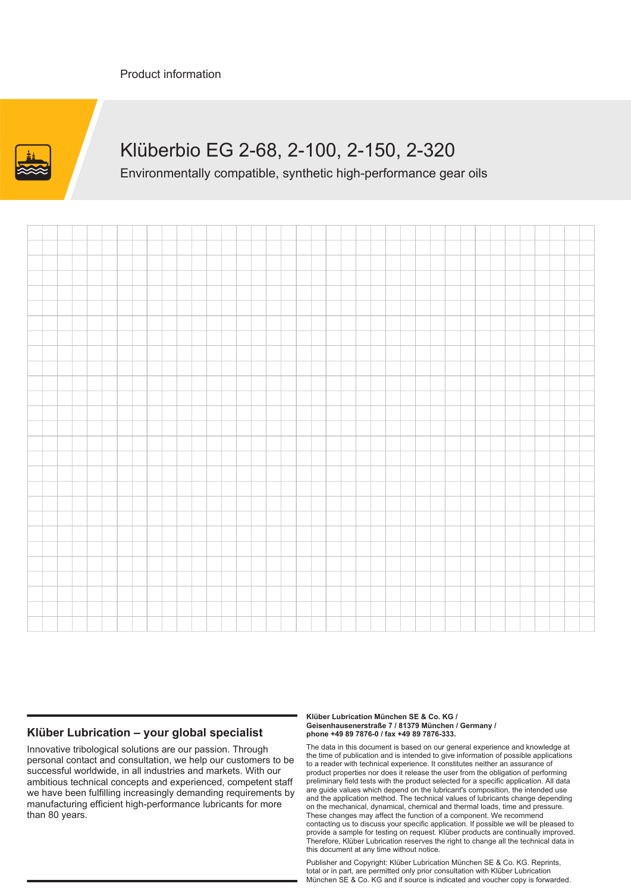Product information

# Klüberbio EG 2-68, 2-100, 2-150, 2-320

Environmentally compatible, synthetic high-performance gear oils

## Klüber Lubrication – your global specialist

Innovative tribological solutions are our passion. Through personal contact and consultation, we help our customers to be successful worldwide, in all industries and markets. With our ambitious technical concepts and experienced, competent staff we have been fulfilling increasingly demanding requirements by manufacturing efficient high-performance lubricants for more than 80 years.

**Klüber Lubrication München SE & Co. KG /**
**Geisenhausenerstraße 7 / 81379 München / Germany /**
**phone +49 89 7876-0 / fax +49 89 7876-333.**

The data in this document is based on our general experience and knowledge at the time of publication and is intended to give information of possible applications to a reader with technical experience. It constitutes neither an assurance of product properties nor does it release the user from the obligation of performing preliminary field tests with the product selected for a specific application. All data are guide values which depend on the lubricant's composition, the intended use and the application method. The technical values of lubricants change depending on the mechanical, dynamical, chemical and thermal loads, time and pressure. These changes may affect the function of a component. We recommend contacting us to discuss your specific application. If possible we will be pleased to provide a sample for testing on request. Klüber products are continually improved. Therefore, Klüber Lubrication reserves the right to change all the technical data in this document at any time without notice.

Publisher and Copyright: Klüber Lubrication München SE & Co. KG. Reprints, total or in part, are permitted only prior consultation with Klüber Lubrication München SE & Co. KG and if source is indicated and voucher copy is forwarded.